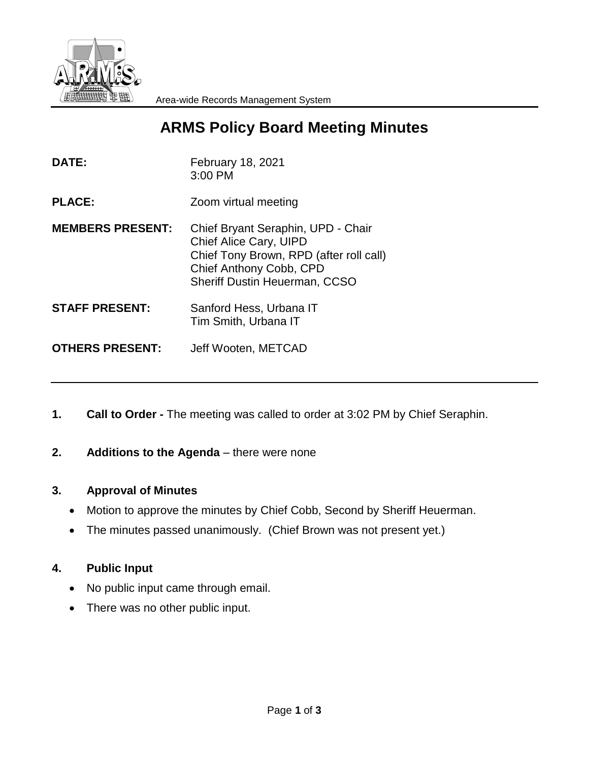Area-wide Records Management System

# ARMS Policy Board Meeting Minutes

**DATE:** February 18, 2021
3:00 PM

**PLACE:** Zoom virtual meeting

**MEMBERS PRESENT:** Chief Bryant Seraphin, UPD - Chair
Chief Alice Cary, UIPD
Chief Tony Brown, RPD (after roll call)
Chief Anthony Cobb, CPD
Sheriff Dustin Heuerman, CCSO

**STAFF PRESENT:** Sanford Hess, Urbana IT
Tim Smith, Urbana IT

**OTHERS PRESENT:** Jeff Wooten, METCAD

---

**1. Call to Order -** The meeting was called to order at 3:02 PM by Chief Seraphin.

**2. Additions to the Agenda** – there were none

**3. Approval of Minutes**

- Motion to approve the minutes by Chief Cobb, Second by Sheriff Heuerman.
- The minutes passed unanimously. (Chief Brown was not present yet.)

**4. Public Input**

- No public input came through email.
- There was no other public input.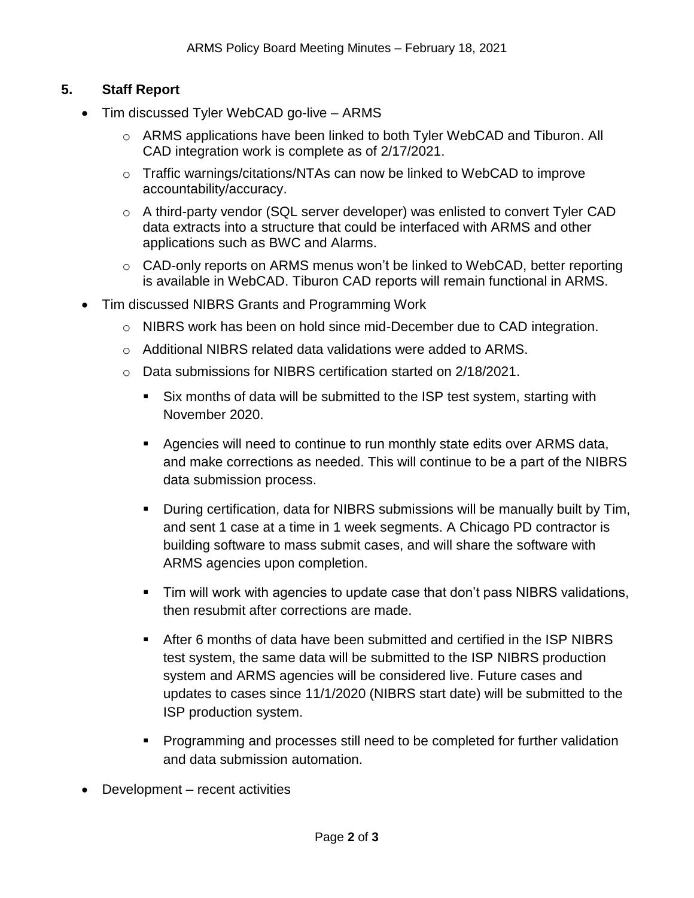## 5. Staff Report

- Tim discussed Tyler WebCAD go-live – ARMS
  - ARMS applications have been linked to both Tyler WebCAD and Tiburon. All CAD integration work is complete as of 2/17/2021.
  - Traffic warnings/citations/NTAs can now be linked to WebCAD to improve accountability/accuracy.
  - A third-party vendor (SQL server developer) was enlisted to convert Tyler CAD data extracts into a structure that could be interfaced with ARMS and other applications such as BWC and Alarms.
  - CAD-only reports on ARMS menus won't be linked to WebCAD, better reporting is available in WebCAD. Tiburon CAD reports will remain functional in ARMS.
- Tim discussed NIBRS Grants and Programming Work
  - NIBRS work has been on hold since mid-December due to CAD integration.
  - Additional NIBRS related data validations were added to ARMS.
  - Data submissions for NIBRS certification started on 2/18/2021.
    - Six months of data will be submitted to the ISP test system, starting with November 2020.
    - Agencies will need to continue to run monthly state edits over ARMS data, and make corrections as needed. This will continue to be a part of the NIBRS data submission process.
    - During certification, data for NIBRS submissions will be manually built by Tim, and sent 1 case at a time in 1 week segments. A Chicago PD contractor is building software to mass submit cases, and will share the software with ARMS agencies upon completion.
    - Tim will work with agencies to update case that don't pass NIBRS validations, then resubmit after corrections are made.
    - After 6 months of data have been submitted and certified in the ISP NIBRS test system, the same data will be submitted to the ISP NIBRS production system and ARMS agencies will be considered live. Future cases and updates to cases since 11/1/2020 (NIBRS start date) will be submitted to the ISP production system.
    - Programming and processes still need to be completed for further validation and data submission automation.
- Development – recent activities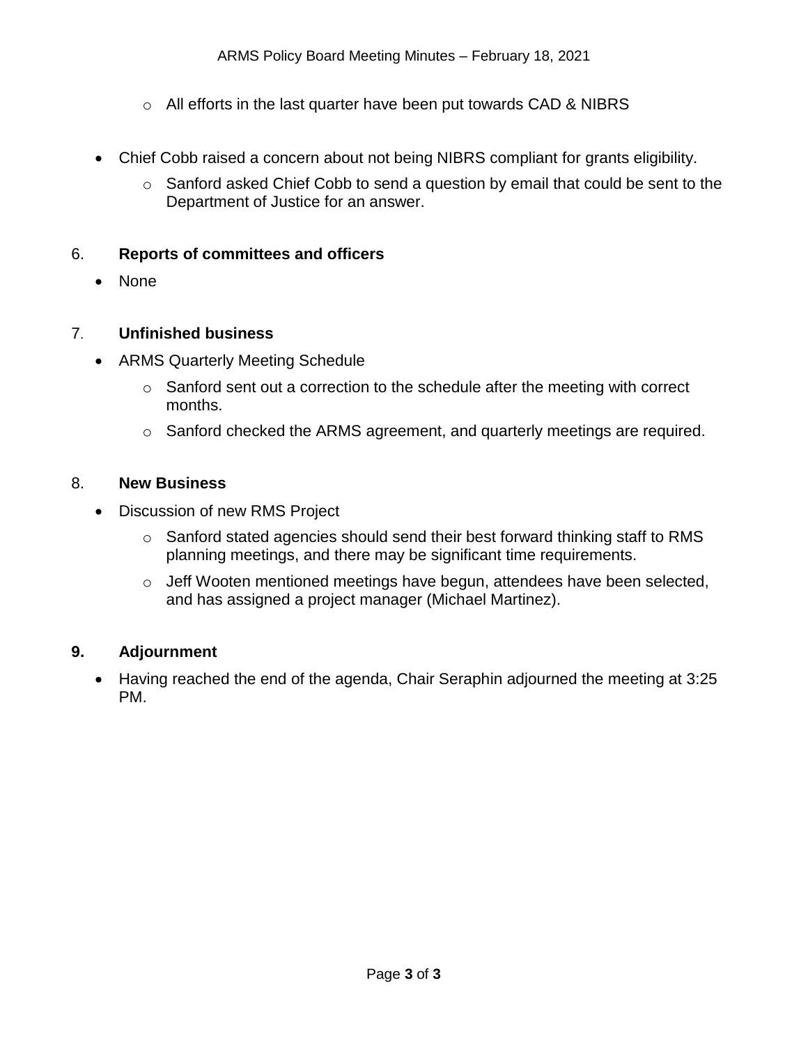- All efforts in the last quarter have been put towards CAD & NIBRS

- Chief Cobb raised a concern about not being NIBRS compliant for grants eligibility.
  - Sanford asked Chief Cobb to send a question by email that could be sent to the Department of Justice for an answer.

6. **Reports of committees and officers**
   - None

7. **Unfinished business**
   - ARMS Quarterly Meeting Schedule
     - Sanford sent out a correction to the schedule after the meeting with correct months.
     - Sanford checked the ARMS agreement, and quarterly meetings are required.

8. **New Business**
   - Discussion of new RMS Project
     - Sanford stated agencies should send their best forward thinking staff to RMS planning meetings, and there may be significant time requirements.
     - Jeff Wooten mentioned meetings have begun, attendees have been selected, and has assigned a project manager (Michael Martinez).

9. **Adjournment**
   - Having reached the end of the agenda, Chair Seraphin adjourned the meeting at 3:25 PM.